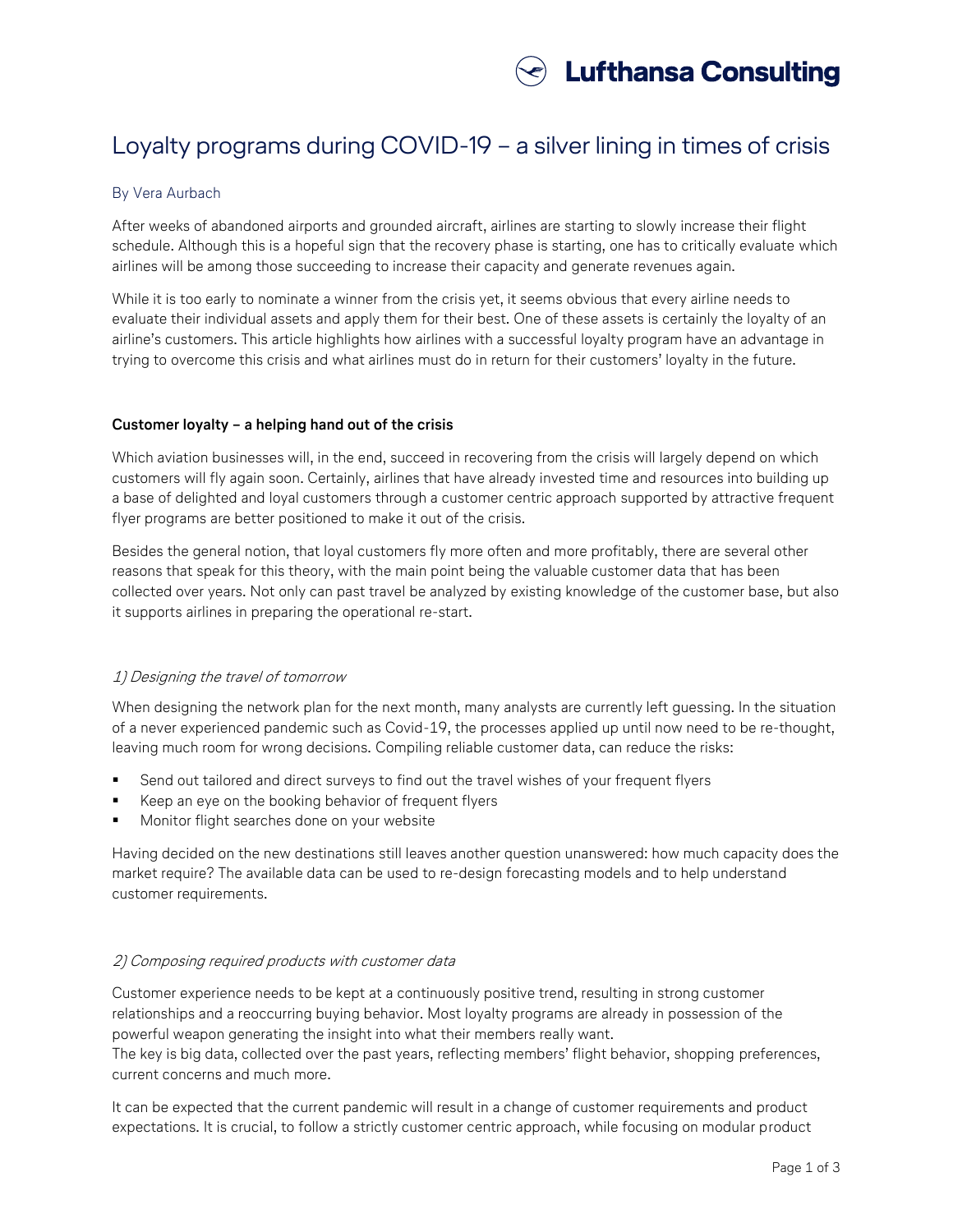# Loyalty programs during COVID-19 – a silver lining in times of crisis

By Vera Aurbach

After weeks of abandoned airports and grounded aircraft, airlines are starting to slowly increase their flight schedule. Although this is a hopeful sign that the recovery phase is starting, one has to critically evaluate which airlines will be among those succeeding to increase their capacity and generate revenues again.

While it is too early to nominate a winner from the crisis yet, it seems obvious that every airline needs to evaluate their individual assets and apply them for their best. One of these assets is certainly the loyalty of an airline's customers. This article highlights how airlines with a successful loyalty program have an advantage in trying to overcome this crisis and what airlines must do in return for their customers' loyalty in the future.

**Customer loyalty – a helping hand out of the crisis**

Which aviation businesses will, in the end, succeed in recovering from the crisis will largely depend on which customers will fly again soon. Certainly, airlines that have already invested time and resources into building up a base of delighted and loyal customers through a customer centric approach supported by attractive frequent flyer programs are better positioned to make it out of the crisis.

Besides the general notion, that loyal customers fly more often and more profitably, there are several other reasons that speak for this theory, with the main point being the valuable customer data that has been collected over years. Not only can past travel be analyzed by existing knowledge of the customer base, but also it supports airlines in preparing the operational re-start.

*1) Designing the travel of tomorrow*

When designing the network plan for the next month, many analysts are currently left guessing. In the situation of a never experienced pandemic such as Covid-19, the processes applied up until now need to be re-thought, leaving much room for wrong decisions. Compiling reliable customer data, can reduce the risks:

- Send out tailored and direct surveys to find out the travel wishes of your frequent flyers
- Keep an eye on the booking behavior of frequent flyers
- Monitor flight searches done on your website

Having decided on the new destinations still leaves another question unanswered: how much capacity does the market require? The available data can be used to re-design forecasting models and to help understand customer requirements.

*2) Composing required products with customer data*

Customer experience needs to be kept at a continuously positive trend, resulting in strong customer relationships and a reoccurring buying behavior. Most loyalty programs are already in possession of the powerful weapon generating the insight into what their members really want.
The key is big data, collected over the past years, reflecting members' flight behavior, shopping preferences, current concerns and much more.

It can be expected that the current pandemic will result in a change of customer requirements and product expectations. It is crucial, to follow a strictly customer centric approach, while focusing on modular product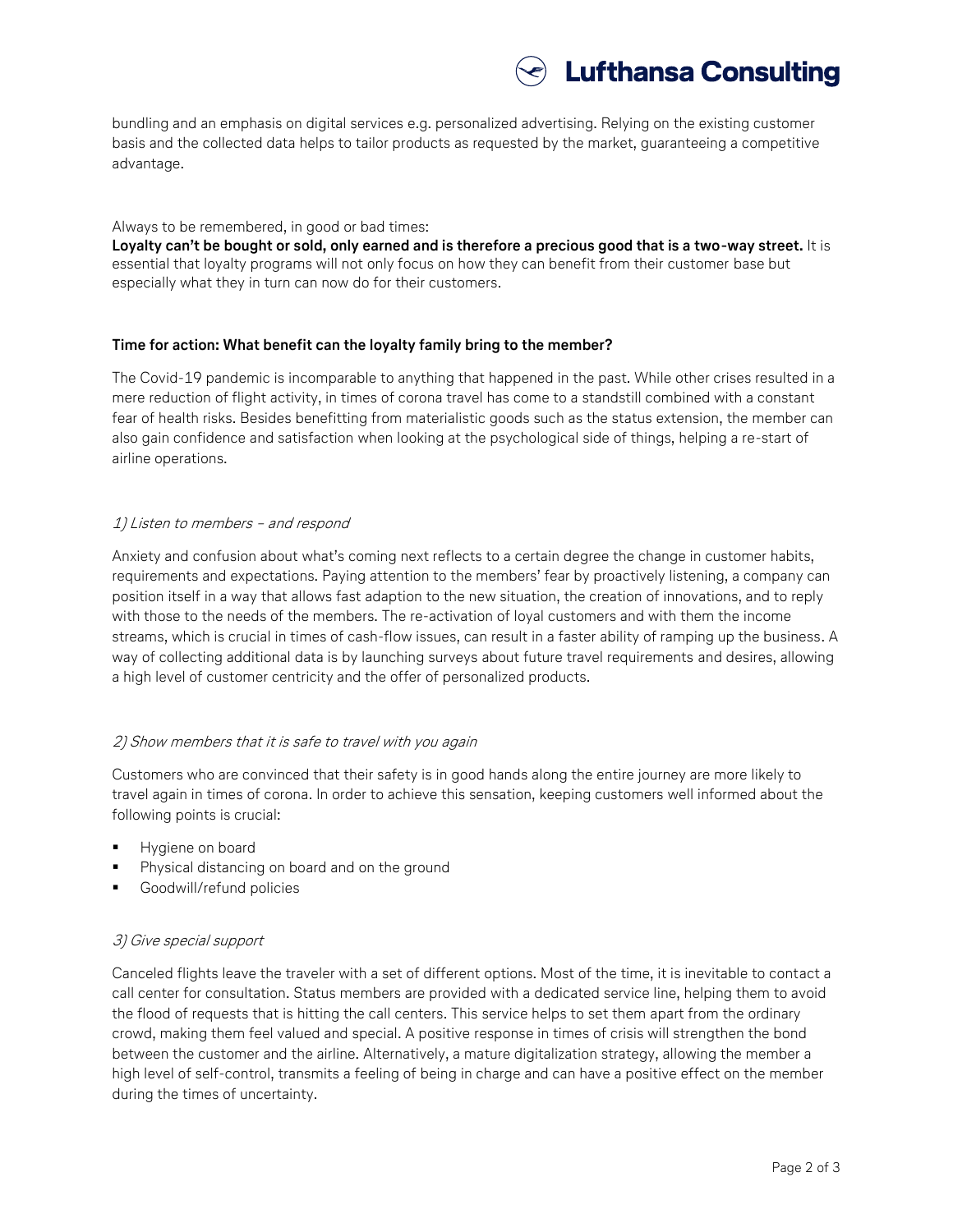bundling and an emphasis on digital services e.g. personalized advertising. Relying on the existing customer basis and the collected data helps to tailor products as requested by the market, guaranteeing a competitive advantage.

Always to be remembered, in good or bad times:
**Loyalty can't be bought or sold, only earned and is therefore a precious good that is a two-way street.** It is essential that loyalty programs will not only focus on how they can benefit from their customer base but especially what they in turn can now do for their customers.

### Time for action: What benefit can the loyalty family bring to the member?

The Covid-19 pandemic is incomparable to anything that happened in the past. While other crises resulted in a mere reduction of flight activity, in times of corona travel has come to a standstill combined with a constant fear of health risks. Besides benefitting from materialistic goods such as the status extension, the member can also gain confidence and satisfaction when looking at the psychological side of things, helping a re-start of airline operations.

*1) Listen to members – and respond*

Anxiety and confusion about what's coming next reflects to a certain degree the change in customer habits, requirements and expectations. Paying attention to the members' fear by proactively listening, a company can position itself in a way that allows fast adaption to the new situation, the creation of innovations, and to reply with those to the needs of the members. The re-activation of loyal customers and with them the income streams, which is crucial in times of cash-flow issues, can result in a faster ability of ramping up the business. A way of collecting additional data is by launching surveys about future travel requirements and desires, allowing a high level of customer centricity and the offer of personalized products.

*2) Show members that it is safe to travel with you again*

Customers who are convinced that their safety is in good hands along the entire journey are more likely to travel again in times of corona. In order to achieve this sensation, keeping customers well informed about the following points is crucial:

- Hygiene on board
- Physical distancing on board and on the ground
- Goodwill/refund policies

*3) Give special support*

Canceled flights leave the traveler with a set of different options. Most of the time, it is inevitable to contact a call center for consultation. Status members are provided with a dedicated service line, helping them to avoid the flood of requests that is hitting the call centers. This service helps to set them apart from the ordinary crowd, making them feel valued and special. A positive response in times of crisis will strengthen the bond between the customer and the airline. Alternatively, a mature digitalization strategy, allowing the member a high level of self-control, transmits a feeling of being in charge and can have a positive effect on the member during the times of uncertainty.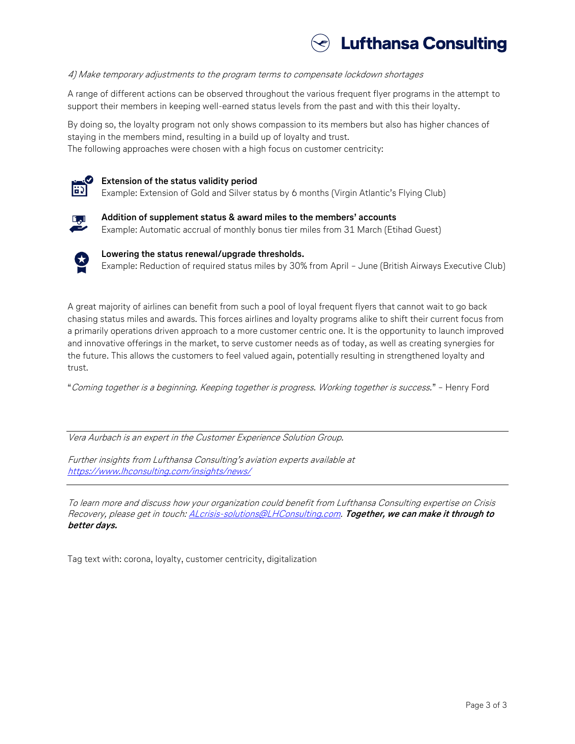*4) Make temporary adjustments to the program terms to compensate lockdown shortages*

A range of different actions can be observed throughout the various frequent flyer programs in the attempt to support their members in keeping well-earned status levels from the past and with this their loyalty.

By doing so, the loyalty program not only shows compassion to its members but also has higher chances of staying in the members mind, resulting in a build up of loyalty and trust.
The following approaches were chosen with a high focus on customer centricity:

**Extension of the status validity period**
Example: Extension of Gold and Silver status by 6 months (Virgin Atlantic's Flying Club)

**Addition of supplement status & award miles to the members' accounts**
Example: Automatic accrual of monthly bonus tier miles from 31 March (Etihad Guest)

**Lowering the status renewal/upgrade thresholds.**
Example: Reduction of required status miles by 30% from April – June (British Airways Executive Club)

A great majority of airlines can benefit from such a pool of loyal frequent flyers that cannot wait to go back chasing status miles and awards. This forces airlines and loyalty programs alike to shift their current focus from a primarily operations driven approach to a more customer centric one. It is the opportunity to launch improved and innovative offerings in the market, to serve customer needs as of today, as well as creating synergies for the future. This allows the customers to feel valued again, potentially resulting in strengthened loyalty and trust.

"*Coming together is a beginning. Keeping together is progress. Working together is success.*" – Henry Ford

---

*Vera Aurbach is an expert in the Customer Experience Solution Group.*

*Further insights from Lufthansa Consulting's aviation experts available at [https://www.lhconsulting.com/insights/news/](https://www.lhconsulting.com/insights/news/)*

---

*To learn more and discuss how your organization could benefit from Lufthansa Consulting expertise on Crisis Recovery, please get in touch: [ALcrisis-solutions@LHConsulting.com](mailto:ALcrisis-solutions@LHConsulting.com).* ***Together, we can make it through to better days.***

Tag text with: corona, loyalty, customer centricity, digitalization